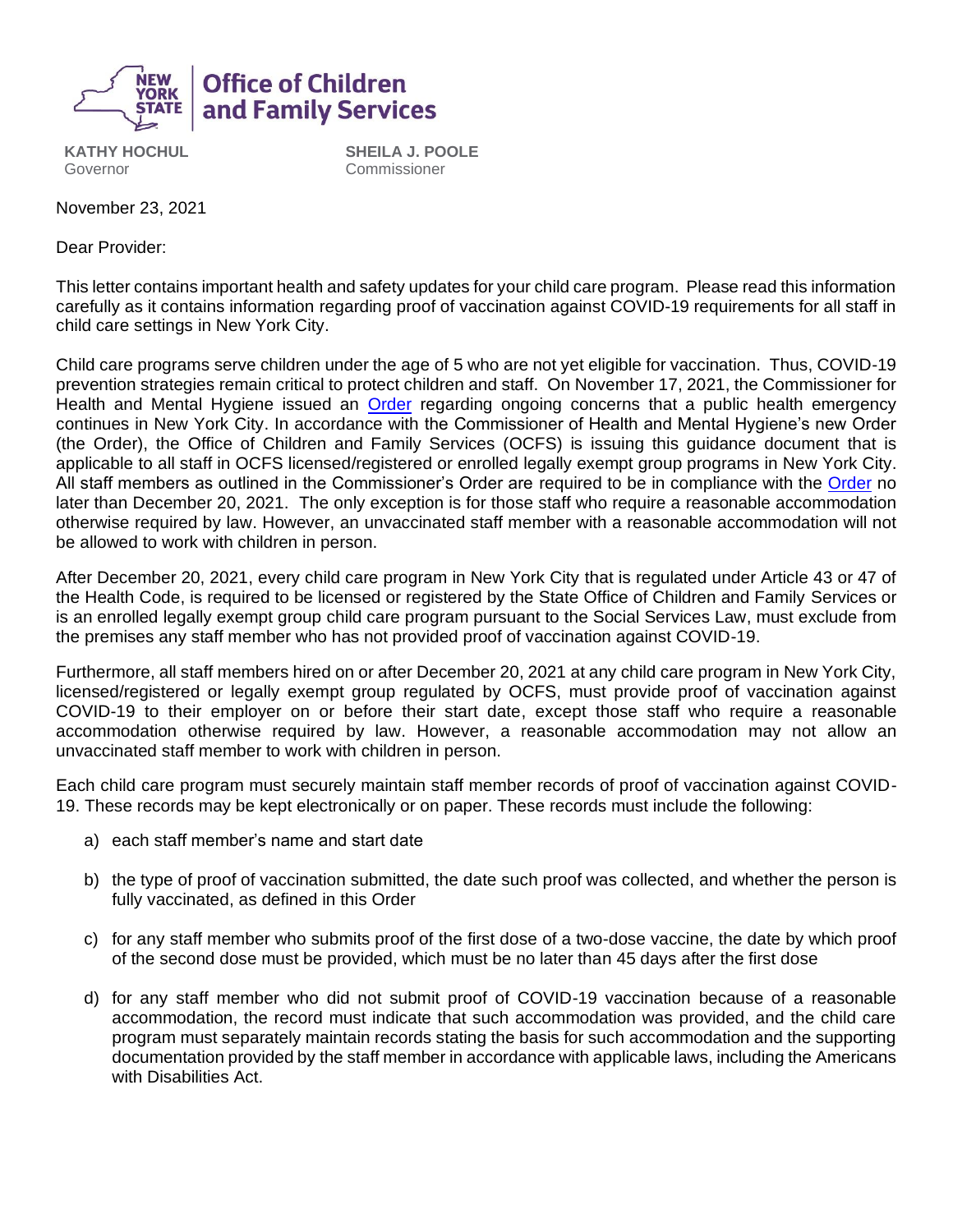**New York State | Office of Children and Family Services**

**KATHY HOCHUL**
Governor

**SHEILA J. POOLE**
Commissioner

November 23, 2021

Dear Provider:

This letter contains important health and safety updates for your child care program. Please read this information carefully as it contains information regarding proof of vaccination against COVID-19 requirements for all staff in child care settings in New York City.

Child care programs serve children under the age of 5 who are not yet eligible for vaccination. Thus, COVID-19 prevention strategies remain critical to protect children and staff. On November 17, 2021, the Commissioner for Health and Mental Hygiene issued an Order regarding ongoing concerns that a public health emergency continues in New York City. In accordance with the Commissioner of Health and Mental Hygiene's new Order (the Order), the Office of Children and Family Services (OCFS) is issuing this guidance document that is applicable to all staff in OCFS licensed/registered or enrolled legally exempt group programs in New York City. All staff members as outlined in the Commissioner's Order are required to be in compliance with the Order no later than December 20, 2021. The only exception is for those staff who require a reasonable accommodation otherwise required by law. However, an unvaccinated staff member with a reasonable accommodation will not be allowed to work with children in person.

After December 20, 2021, every child care program in New York City that is regulated under Article 43 or 47 of the Health Code, is required to be licensed or registered by the State Office of Children and Family Services or is an enrolled legally exempt group child care program pursuant to the Social Services Law, must exclude from the premises any staff member who has not provided proof of vaccination against COVID-19.

Furthermore, all staff members hired on or after December 20, 2021 at any child care program in New York City, licensed/registered or legally exempt group regulated by OCFS, must provide proof of vaccination against COVID-19 to their employer on or before their start date, except those staff who require a reasonable accommodation otherwise required by law. However, a reasonable accommodation may not allow an unvaccinated staff member to work with children in person.

Each child care program must securely maintain staff member records of proof of vaccination against COVID-19. These records may be kept electronically or on paper. These records must include the following:

a) each staff member's name and start date

b) the type of proof of vaccination submitted, the date such proof was collected, and whether the person is fully vaccinated, as defined in this Order

c) for any staff member who submits proof of the first dose of a two-dose vaccine, the date by which proof of the second dose must be provided, which must be no later than 45 days after the first dose

d) for any staff member who did not submit proof of COVID-19 vaccination because of a reasonable accommodation, the record must indicate that such accommodation was provided, and the child care program must separately maintain records stating the basis for such accommodation and the supporting documentation provided by the staff member in accordance with applicable laws, including the Americans with Disabilities Act.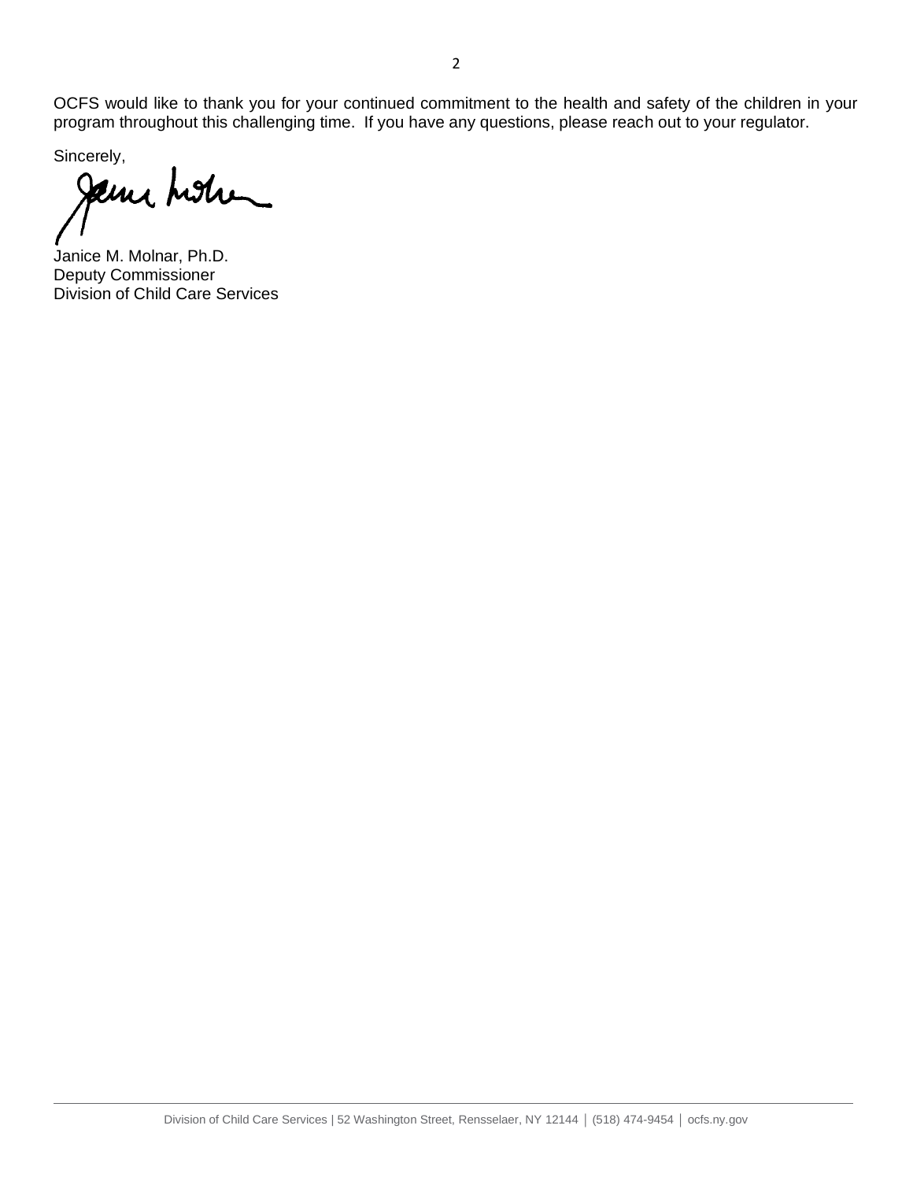OCFS would like to thank you for your continued commitment to the health and safety of the children in your program throughout this challenging time. If you have any questions, please reach out to your regulator.

Sincerely,

Janice M. Molnar, Ph.D.
Deputy Commissioner
Division of Child Care Services